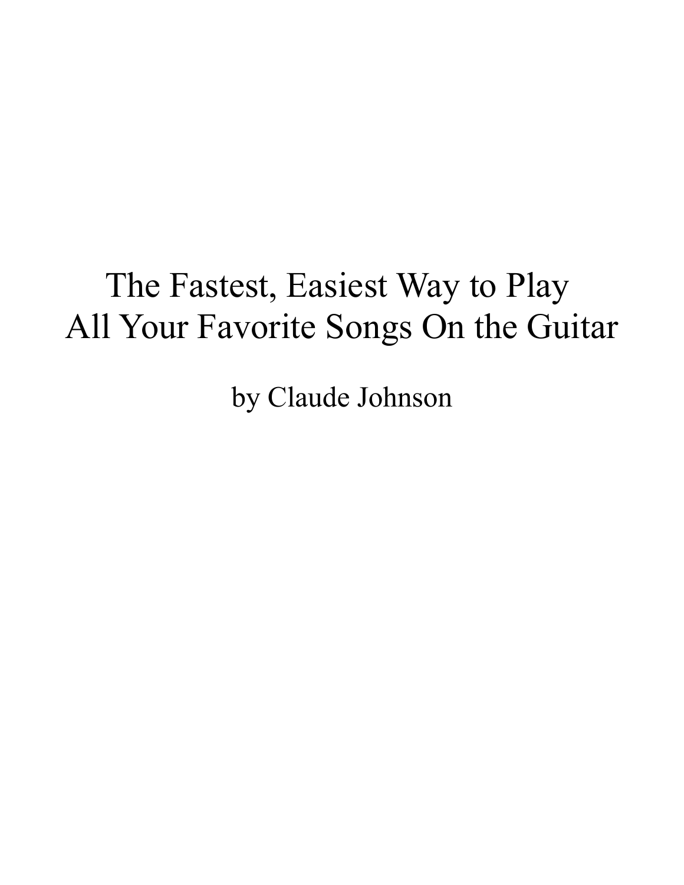# The Fastest, Easiest Way to Play All Your Favorite Songs On the Guitar

by Claude Johnson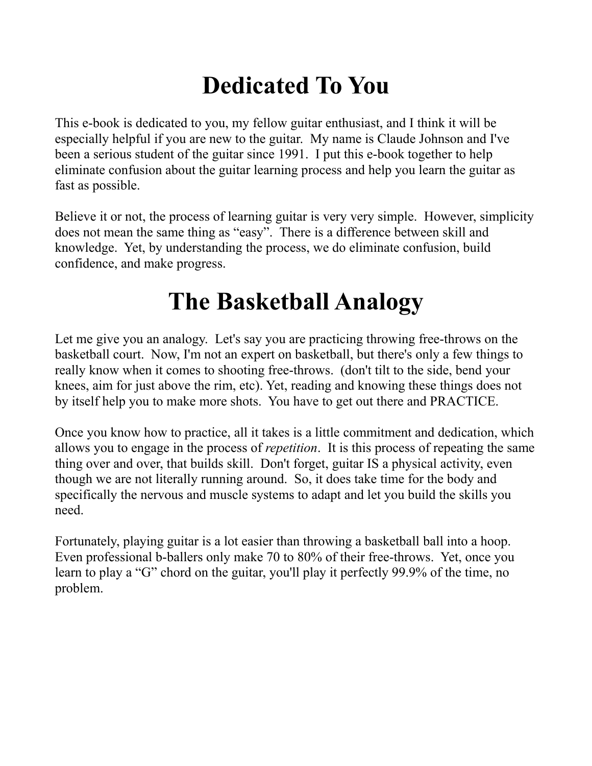# Dedicated To You

This e-book is dedicated to you, my fellow guitar enthusiast, and I think it will be especially helpful if you are new to the guitar. My name is Claude Johnson and I've been a serious student of the guitar since 1991. I put this e-book together to help eliminate confusion about the guitar learning process and help you learn the guitar as fast as possible.

Believe it or not, the process of learning guitar is very very simple. However, simplicity does not mean the same thing as "easy". There is a difference between skill and knowledge. Yet, by understanding the process, we do eliminate confusion, build confidence, and make progress.

# The Basketball Analogy

Let me give you an analogy. Let's say you are practicing throwing free-throws on the basketball court. Now, I'm not an expert on basketball, but there's only a few things to really know when it comes to shooting free-throws. (don't tilt to the side, bend your knees, aim for just above the rim, etc). Yet, reading and knowing these things does not by itself help you to make more shots. You have to get out there and PRACTICE.

Once you know how to practice, all it takes is a little commitment and dedication, which allows you to engage in the process of *repetition*. It is this process of repeating the same thing over and over, that builds skill. Don't forget, guitar IS a physical activity, even though we are not literally running around. So, it does take time for the body and specifically the nervous and muscle systems to adapt and let you build the skills you need.

Fortunately, playing guitar is a lot easier than throwing a basketball ball into a hoop. Even professional b-ballers only make 70 to 80% of their free-throws. Yet, once you learn to play a "G" chord on the guitar, you'll play it perfectly 99.9% of the time, no problem.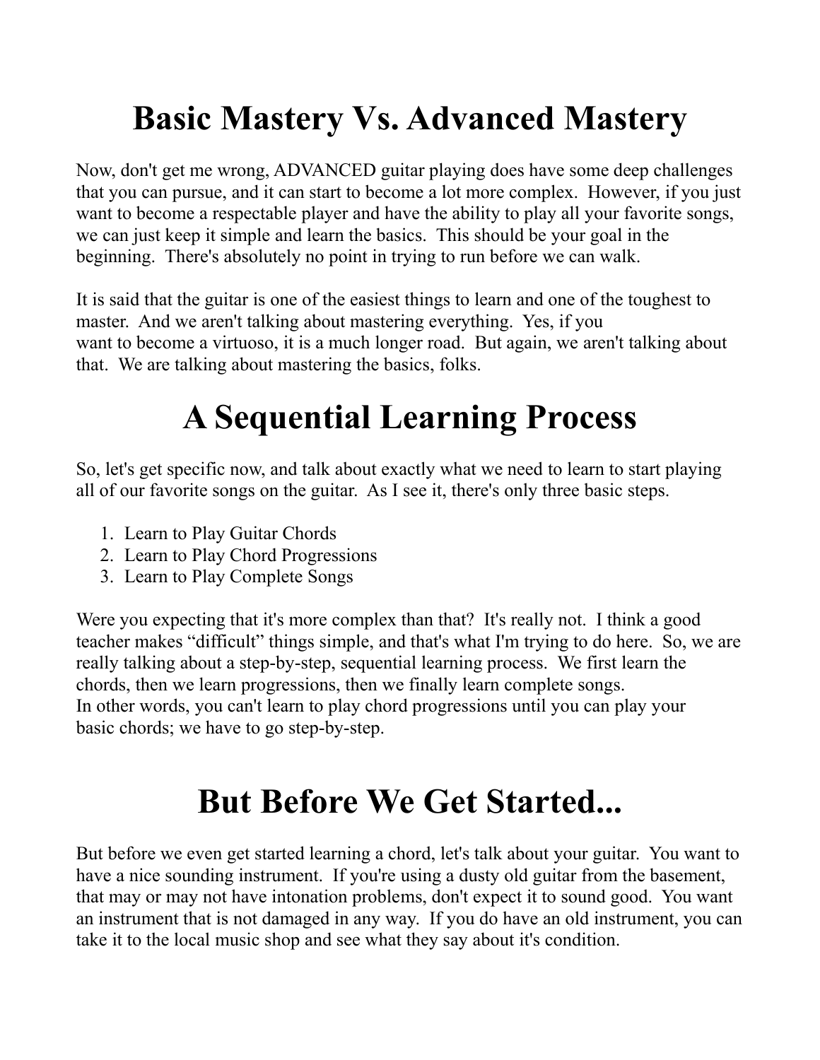# Basic Mastery Vs. Advanced Mastery

Now, don't get me wrong, ADVANCED guitar playing does have some deep challenges that you can pursue, and it can start to become a lot more complex. However, if you just want to become a respectable player and have the ability to play all your favorite songs, we can just keep it simple and learn the basics. This should be your goal in the beginning. There's absolutely no point in trying to run before we can walk.

It is said that the guitar is one of the easiest things to learn and one of the toughest to master. And we aren't talking about mastering everything. Yes, if you want to become a virtuoso, it is a much longer road. But again, we aren't talking about that. We are talking about mastering the basics, folks.

# A Sequential Learning Process

So, let's get specific now, and talk about exactly what we need to learn to start playing all of our favorite songs on the guitar. As I see it, there's only three basic steps.

1. Learn to Play Guitar Chords
2. Learn to Play Chord Progressions
3. Learn to Play Complete Songs

Were you expecting that it's more complex than that? It's really not. I think a good teacher makes “difficult” things simple, and that's what I'm trying to do here. So, we are really talking about a step-by-step, sequential learning process. We first learn the chords, then we learn progressions, then we finally learn complete songs. In other words, you can't learn to play chord progressions until you can play your basic chords; we have to go step-by-step.

# But Before We Get Started...

But before we even get started learning a chord, let's talk about your guitar. You want to have a nice sounding instrument. If you're using a dusty old guitar from the basement, that may or may not have intonation problems, don't expect it to sound good. You want an instrument that is not damaged in any way. If you do have an old instrument, you can take it to the local music shop and see what they say about it's condition.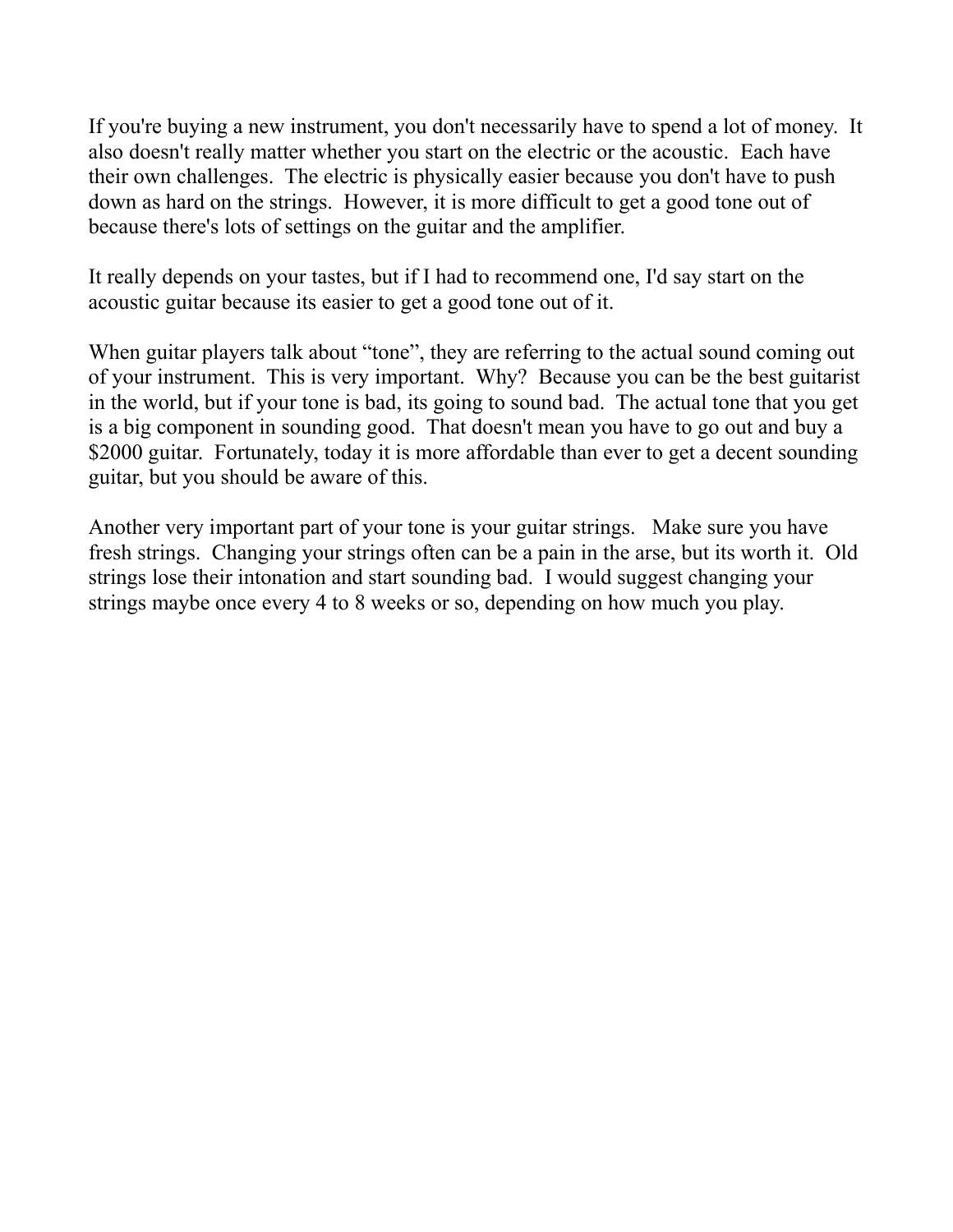If you're buying a new instrument, you don't necessarily have to spend a lot of money. It also doesn't really matter whether you start on the electric or the acoustic. Each have their own challenges. The electric is physically easier because you don't have to push down as hard on the strings. However, it is more difficult to get a good tone out of because there's lots of settings on the guitar and the amplifier.

It really depends on your tastes, but if I had to recommend one, I'd say start on the acoustic guitar because its easier to get a good tone out of it.

When guitar players talk about “tone”, they are referring to the actual sound coming out of your instrument. This is very important. Why? Because you can be the best guitarist in the world, but if your tone is bad, its going to sound bad. The actual tone that you get is a big component in sounding good. That doesn't mean you have to go out and buy a $2000 guitar. Fortunately, today it is more affordable than ever to get a decent sounding guitar, but you should be aware of this.

Another very important part of your tone is your guitar strings. Make sure you have fresh strings. Changing your strings often can be a pain in the arse, but its worth it. Old strings lose their intonation and start sounding bad. I would suggest changing your strings maybe once every 4 to 8 weeks or so, depending on how much you play.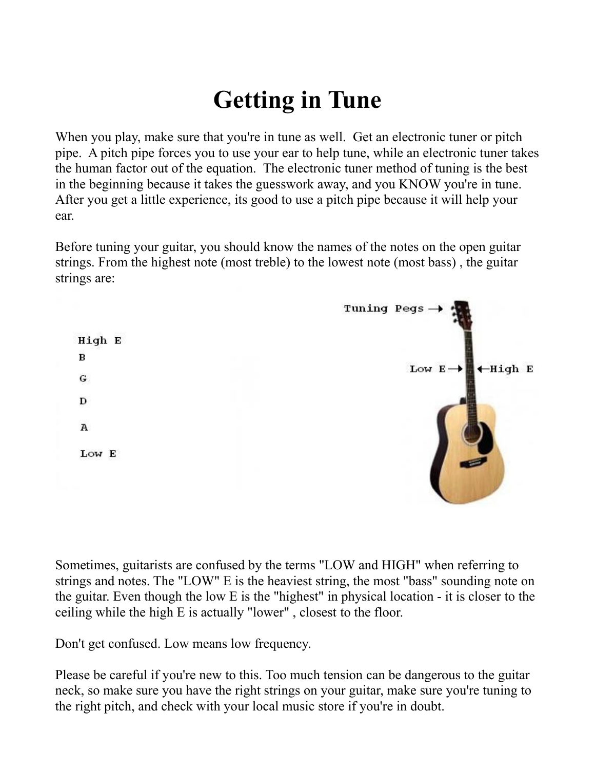# Getting in Tune

When you play, make sure that you're in tune as well. Get an electronic tuner or pitch pipe. A pitch pipe forces you to use your ear to help tune, while an electronic tuner takes the human factor out of the equation. The electronic tuner method of tuning is the best in the beginning because it takes the guesswork away, and you KNOW you're in tune. After you get a little experience, its good to use a pitch pipe because it will help your ear.

Before tuning your guitar, you should know the names of the notes on the open guitar strings. From the highest note (most treble) to the lowest note (most bass) , the guitar strings are:

High E
B
G
D
A
Low E

Sometimes, guitarists are confused by the terms "LOW and HIGH" when referring to strings and notes. The "LOW" E is the heaviest string, the most "bass" sounding note on the guitar. Even though the low E is the "highest" in physical location - it is closer to the ceiling while the high E is actually "lower" , closest to the floor.

Don't get confused. Low means low frequency.

Please be careful if you're new to this. Too much tension can be dangerous to the guitar neck, so make sure you have the right strings on your guitar, make sure you're tuning to the right pitch, and check with your local music store if you're in doubt.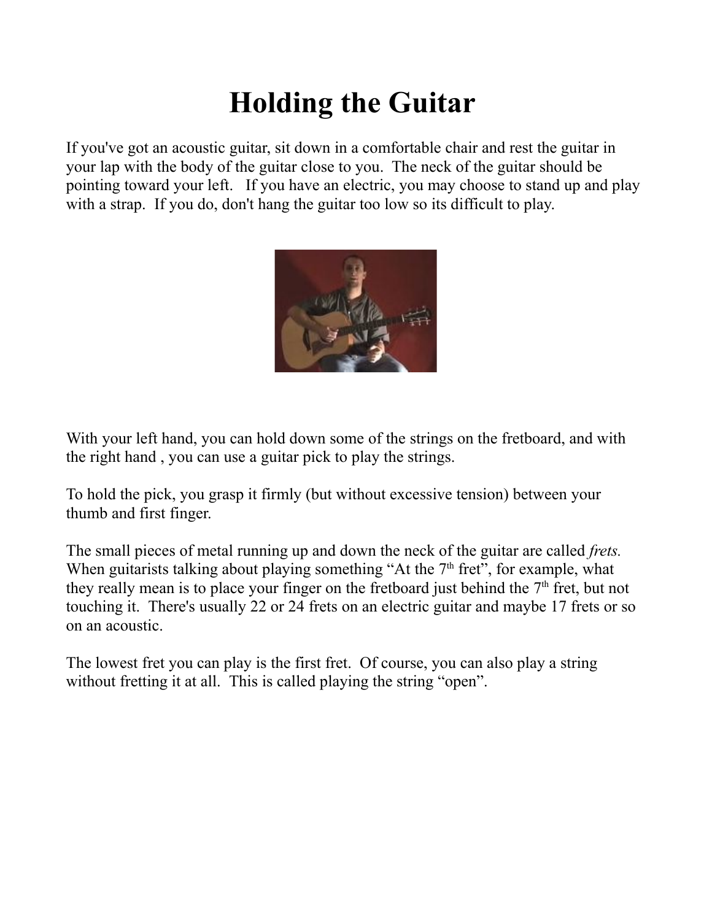# Holding the Guitar

If you've got an acoustic guitar, sit down in a comfortable chair and rest the guitar in your lap with the body of the guitar close to you. The neck of the guitar should be pointing toward your left. If you have an electric, you may choose to stand up and play with a strap. If you do, don't hang the guitar too low so its difficult to play.

With your left hand, you can hold down some of the strings on the fretboard, and with the right hand , you can use a guitar pick to play the strings.

To hold the pick, you grasp it firmly (but without excessive tension) between your thumb and first finger.

The small pieces of metal running up and down the neck of the guitar are called *frets.* When guitarists talking about playing something "At the 7$^{th}$ fret", for example, what they really mean is to place your finger on the fretboard just behind the 7$^{th}$ fret, but not touching it. There's usually 22 or 24 frets on an electric guitar and maybe 17 frets or so on an acoustic.

The lowest fret you can play is the first fret. Of course, you can also play a string without fretting it at all. This is called playing the string "open".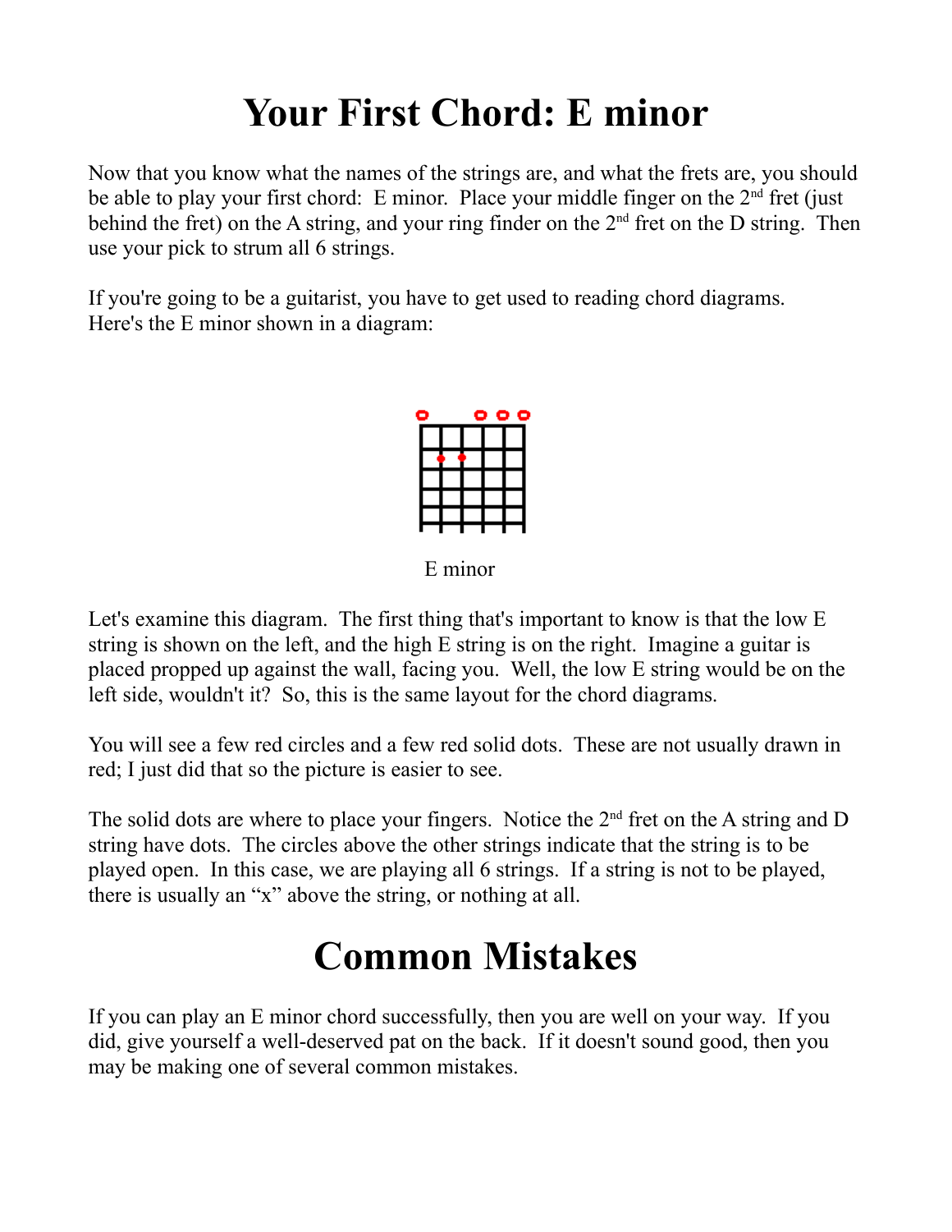# Your First Chord: E minor

Now that you know what the names of the strings are, and what the frets are, you should be able to play your first chord: E minor. Place your middle finger on the 2nd fret (just behind the fret) on the A string, and your ring finder on the 2nd fret on the D string. Then use your pick to strum all 6 strings.

If you're going to be a guitarist, you have to get used to reading chord diagrams. Here's the E minor shown in a diagram:

E minor

Let's examine this diagram. The first thing that's important to know is that the low E string is shown on the left, and the high E string is on the right. Imagine a guitar is placed propped up against the wall, facing you. Well, the low E string would be on the left side, wouldn't it? So, this is the same layout for the chord diagrams.

You will see a few red circles and a few red solid dots. These are not usually drawn in red; I just did that so the picture is easier to see.

The solid dots are where to place your fingers. Notice the 2nd fret on the A string and D string have dots. The circles above the other strings indicate that the string is to be played open. In this case, we are playing all 6 strings. If a string is not to be played, there is usually an "x" above the string, or nothing at all.

# Common Mistakes

If you can play an E minor chord successfully, then you are well on your way. If you did, give yourself a well-deserved pat on the back. If it doesn't sound good, then you may be making one of several common mistakes.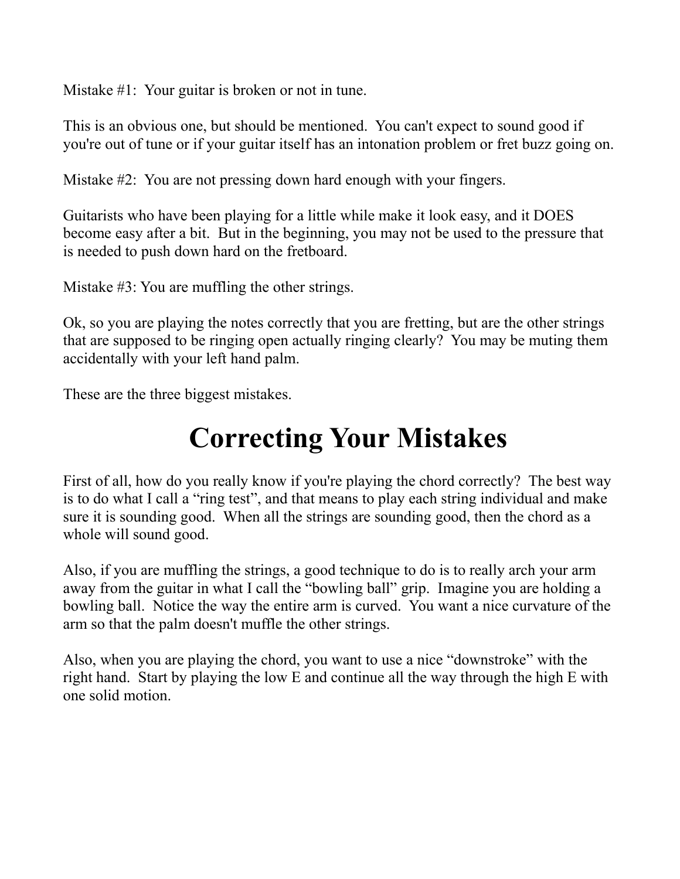Mistake #1: Your guitar is broken or not in tune.

This is an obvious one, but should be mentioned. You can't expect to sound good if you're out of tune or if your guitar itself has an intonation problem or fret buzz going on.

Mistake #2: You are not pressing down hard enough with your fingers.

Guitarists who have been playing for a little while make it look easy, and it DOES become easy after a bit. But in the beginning, you may not be used to the pressure that is needed to push down hard on the fretboard.

Mistake #3: You are muffling the other strings.

Ok, so you are playing the notes correctly that you are fretting, but are the other strings that are supposed to be ringing open actually ringing clearly? You may be muting them accidentally with your left hand palm.

These are the three biggest mistakes.

# Correcting Your Mistakes

First of all, how do you really know if you're playing the chord correctly? The best way is to do what I call a "ring test", and that means to play each string individual and make sure it is sounding good. When all the strings are sounding good, then the chord as a whole will sound good.

Also, if you are muffling the strings, a good technique to do is to really arch your arm away from the guitar in what I call the "bowling ball" grip. Imagine you are holding a bowling ball. Notice the way the entire arm is curved. You want a nice curvature of the arm so that the palm doesn't muffle the other strings.

Also, when you are playing the chord, you want to use a nice "downstroke" with the right hand. Start by playing the low E and continue all the way through the high E with one solid motion.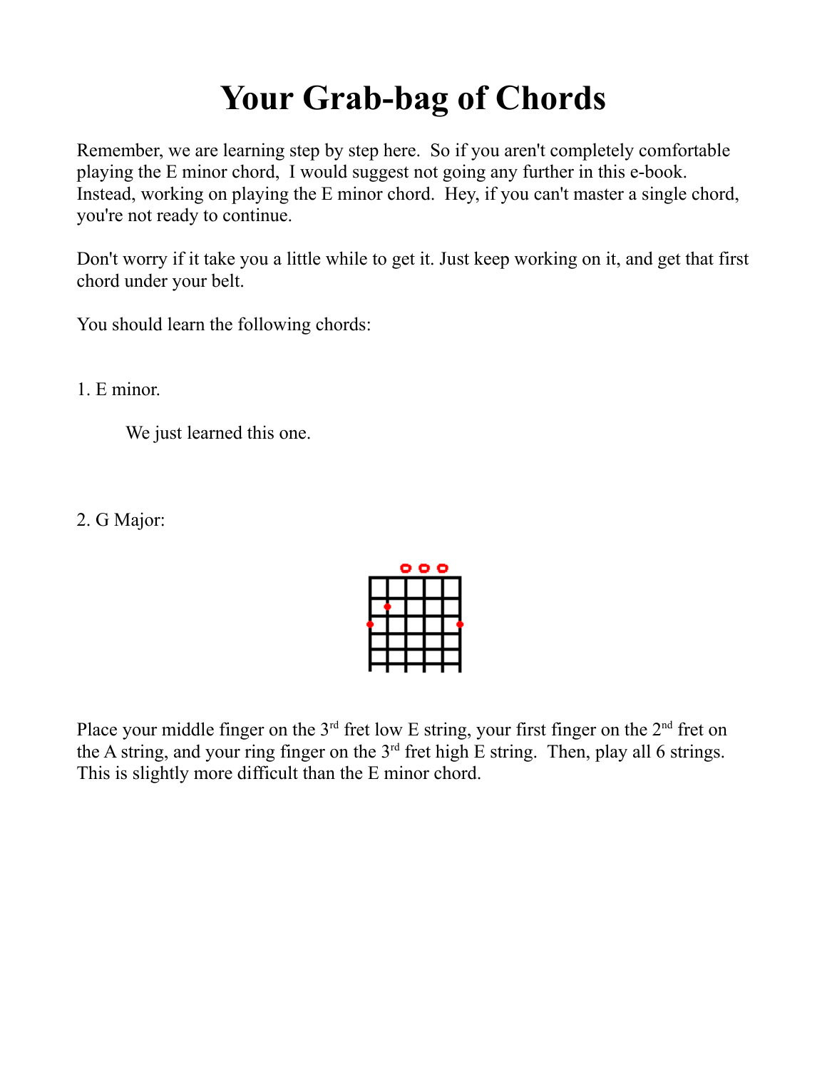# Your Grab-bag of Chords

Remember, we are learning step by step here. So if you aren't completely comfortable playing the E minor chord, I would suggest not going any further in this e-book. Instead, working on playing the E minor chord. Hey, if you can't master a single chord, you're not ready to continue.

Don't worry if it take you a little while to get it. Just keep working on it, and get that first chord under your belt.

You should learn the following chords:

1. E minor.

   We just learned this one.

2. G Major:

Place your middle finger on the 3rd fret low E string, your first finger on the 2nd fret on the A string, and your ring finger on the 3rd fret high E string. Then, play all 6 strings. This is slightly more difficult than the E minor chord.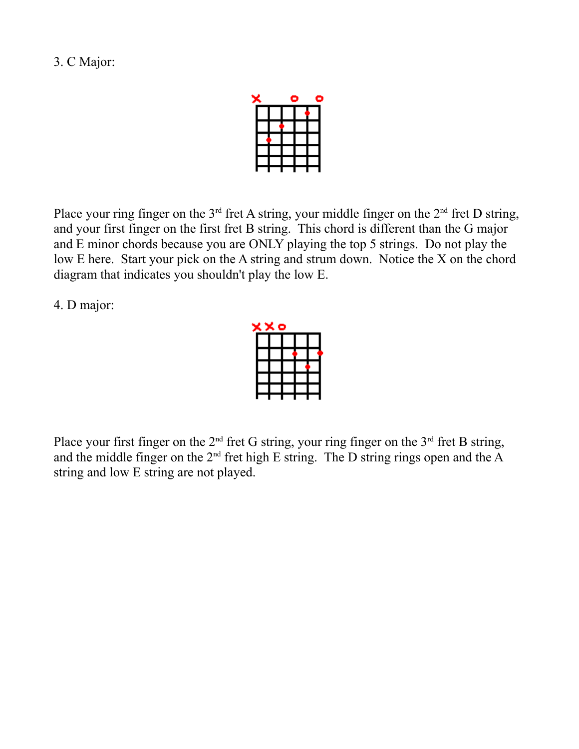3. C Major:

Place your ring finger on the 3rd fret A string, your middle finger on the 2nd fret D string, and your first finger on the first fret B string. This chord is different than the G major and E minor chords because you are ONLY playing the top 5 strings. Do not play the low E here. Start your pick on the A string and strum down. Notice the X on the chord diagram that indicates you shouldn't play the low E.

4. D major:

Place your first finger on the 2nd fret G string, your ring finger on the 3rd fret B string, and the middle finger on the 2nd fret high E string. The D string rings open and the A string and low E string are not played.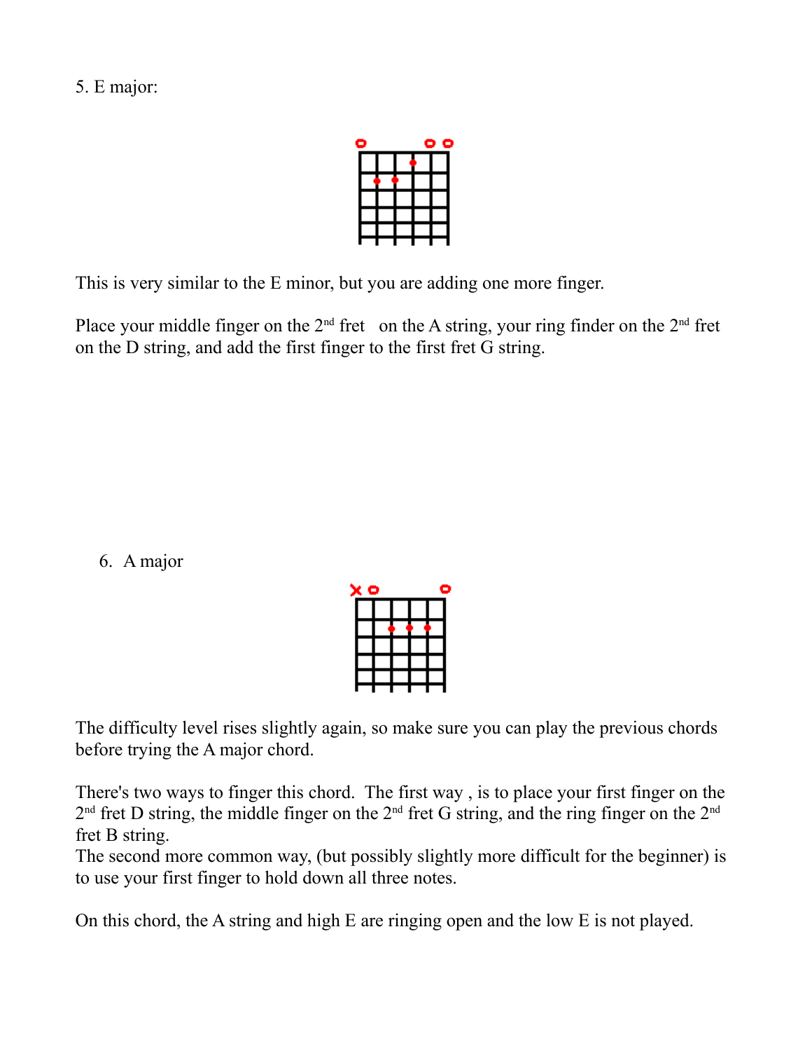5. E major:

This is very similar to the E minor, but you are adding one more finger.

Place your middle finger on the 2nd fret   on the A string, your ring finder on the 2nd fret on the D string, and add the first finger to the first fret G string.

6. A major

The difficulty level rises slightly again, so make sure you can play the previous chords before trying the A major chord.

There's two ways to finger this chord. The first way , is to place your first finger on the 2nd fret D string, the middle finger on the 2nd fret G string, and the ring finger on the 2nd fret B string.
The second more common way, (but possibly slightly more difficult for the beginner) is to use your first finger to hold down all three notes.

On this chord, the A string and high E are ringing open and the low E is not played.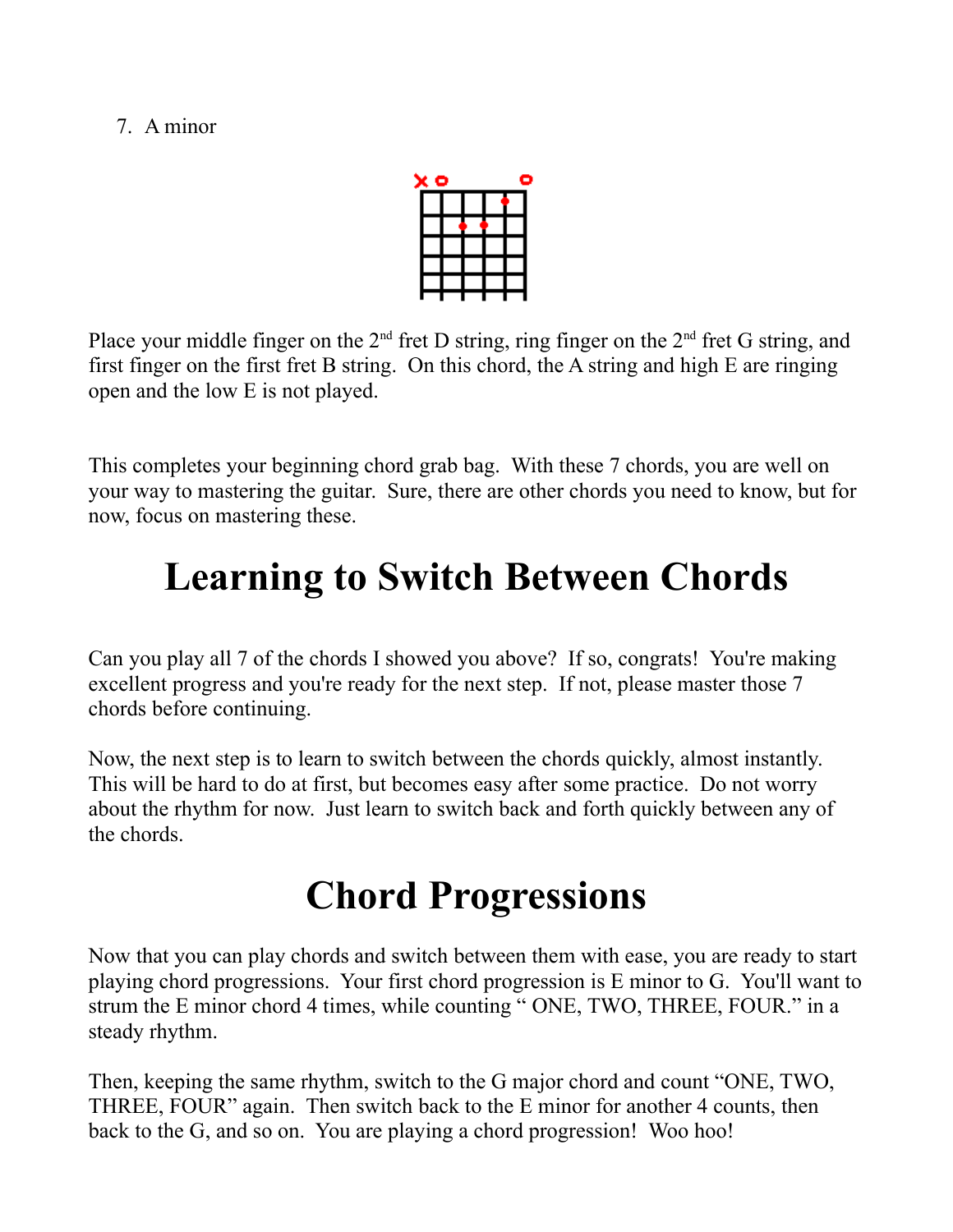7. A minor

Place your middle finger on the 2nd fret D string, ring finger on the 2nd fret G string, and first finger on the first fret B string. On this chord, the A string and high E are ringing open and the low E is not played.

This completes your beginning chord grab bag. With these 7 chords, you are well on your way to mastering the guitar. Sure, there are other chords you need to know, but for now, focus on mastering these.

# Learning to Switch Between Chords

Can you play all 7 of the chords I showed you above? If so, congrats! You're making excellent progress and you're ready for the next step. If not, please master those 7 chords before continuing.

Now, the next step is to learn to switch between the chords quickly, almost instantly. This will be hard to do at first, but becomes easy after some practice. Do not worry about the rhythm for now. Just learn to switch back and forth quickly between any of the chords.

# Chord Progressions

Now that you can play chords and switch between them with ease, you are ready to start playing chord progressions. Your first chord progression is E minor to G. You'll want to strum the E minor chord 4 times, while counting " ONE, TWO, THREE, FOUR." in a steady rhythm.

Then, keeping the same rhythm, switch to the G major chord and count "ONE, TWO, THREE, FOUR" again. Then switch back to the E minor for another 4 counts, then back to the G, and so on. You are playing a chord progression! Woo hoo!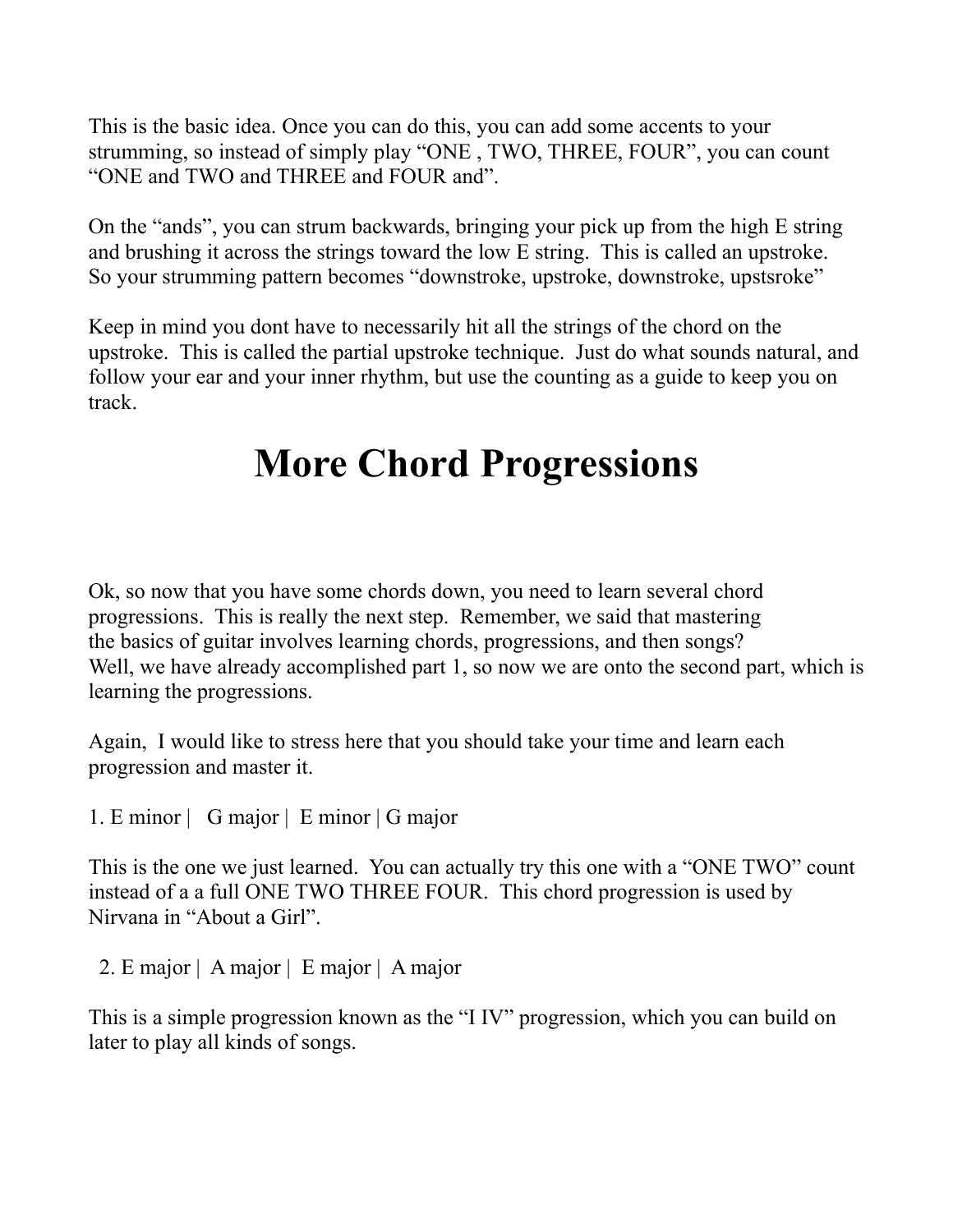This is the basic idea. Once you can do this, you can add some accents to your strumming, so instead of simply play "ONE , TWO, THREE, FOUR", you can count "ONE and TWO and THREE and FOUR and".

On the "ands", you can strum backwards, bringing your pick up from the high E string and brushing it across the strings toward the low E string. This is called an upstroke. So your strumming pattern becomes "downstroke, upstroke, downstroke, upstsroke"

Keep in mind you dont have to necessarily hit all the strings of the chord on the upstroke. This is called the partial upstroke technique. Just do what sounds natural, and follow your ear and your inner rhythm, but use the counting as a guide to keep you on track.

# More Chord Progressions

Ok, so now that you have some chords down, you need to learn several chord progressions. This is really the next step. Remember, we said that mastering the basics of guitar involves learning chords, progressions, and then songs? Well, we have already accomplished part 1, so now we are onto the second part, which is learning the progressions.

Again, I would like to stress here that you should take your time and learn each progression and master it.

1. E minor | G major | E minor | G major

This is the one we just learned. You can actually try this one with a "ONE TWO" count instead of a a full ONE TWO THREE FOUR. This chord progression is used by Nirvana in "About a Girl".

2. E major | A major | E major | A major

This is a simple progression known as the "I IV" progression, which you can build on later to play all kinds of songs.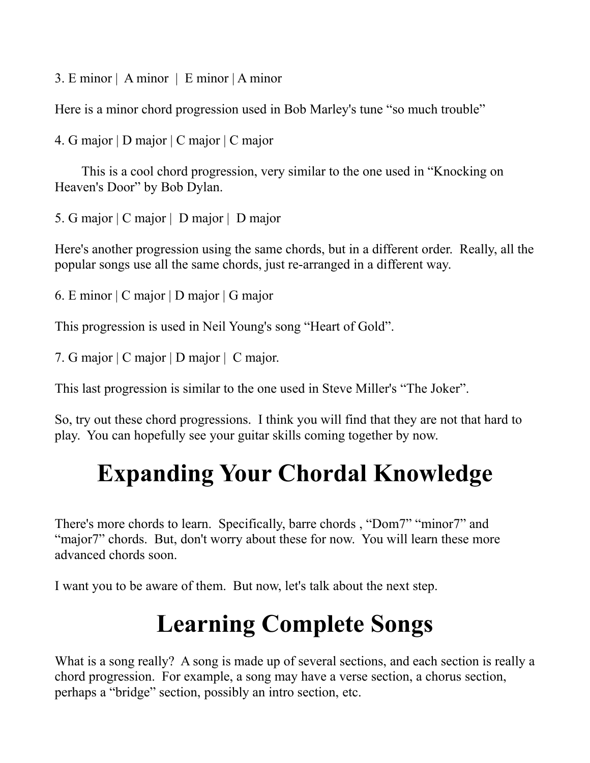3. E minor | A minor | E minor | A minor

Here is a minor chord progression used in Bob Marley's tune "so much trouble"

4. G major | D major | C major | C major

This is a cool chord progression, very similar to the one used in "Knocking on Heaven's Door" by Bob Dylan.

5. G major | C major | D major | D major

Here's another progression using the same chords, but in a different order. Really, all the popular songs use all the same chords, just re-arranged in a different way.

6. E minor | C major | D major | G major

This progression is used in Neil Young's song "Heart of Gold".

7. G major | C major | D major | C major.

This last progression is similar to the one used in Steve Miller's "The Joker".

So, try out these chord progressions. I think you will find that they are not that hard to play. You can hopefully see your guitar skills coming together by now.

# Expanding Your Chordal Knowledge

There's more chords to learn. Specifically, barre chords , "Dom7" "minor7" and "major7" chords. But, don't worry about these for now. You will learn these more advanced chords soon.

I want you to be aware of them. But now, let's talk about the next step.

# Learning Complete Songs

What is a song really? A song is made up of several sections, and each section is really a chord progression. For example, a song may have a verse section, a chorus section, perhaps a "bridge" section, possibly an intro section, etc.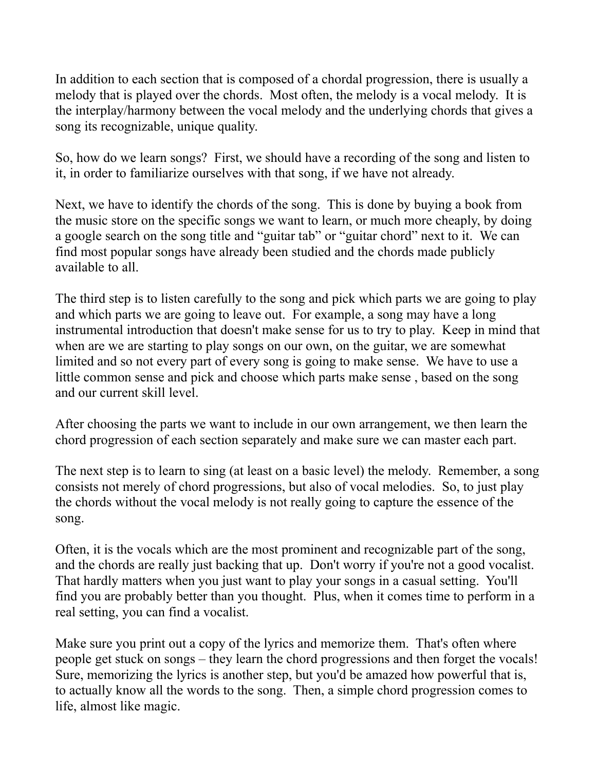In addition to each section that is composed of a chordal progression, there is usually a melody that is played over the chords. Most often, the melody is a vocal melody. It is the interplay/harmony between the vocal melody and the underlying chords that gives a song its recognizable, unique quality.

So, how do we learn songs? First, we should have a recording of the song and listen to it, in order to familiarize ourselves with that song, if we have not already.

Next, we have to identify the chords of the song. This is done by buying a book from the music store on the specific songs we want to learn, or much more cheaply, by doing a google search on the song title and "guitar tab" or "guitar chord" next to it. We can find most popular songs have already been studied and the chords made publicly available to all.

The third step is to listen carefully to the song and pick which parts we are going to play and which parts we are going to leave out. For example, a song may have a long instrumental introduction that doesn't make sense for us to try to play. Keep in mind that when are we are starting to play songs on our own, on the guitar, we are somewhat limited and so not every part of every song is going to make sense. We have to use a little common sense and pick and choose which parts make sense , based on the song and our current skill level.

After choosing the parts we want to include in our own arrangement, we then learn the chord progression of each section separately and make sure we can master each part.

The next step is to learn to sing (at least on a basic level) the melody. Remember, a song consists not merely of chord progressions, but also of vocal melodies. So, to just play the chords without the vocal melody is not really going to capture the essence of the song.

Often, it is the vocals which are the most prominent and recognizable part of the song, and the chords are really just backing that up. Don't worry if you're not a good vocalist. That hardly matters when you just want to play your songs in a casual setting. You'll find you are probably better than you thought. Plus, when it comes time to perform in a real setting, you can find a vocalist.

Make sure you print out a copy of the lyrics and memorize them. That's often where people get stuck on songs – they learn the chord progressions and then forget the vocals! Sure, memorizing the lyrics is another step, but you'd be amazed how powerful that is, to actually know all the words to the song. Then, a simple chord progression comes to life, almost like magic.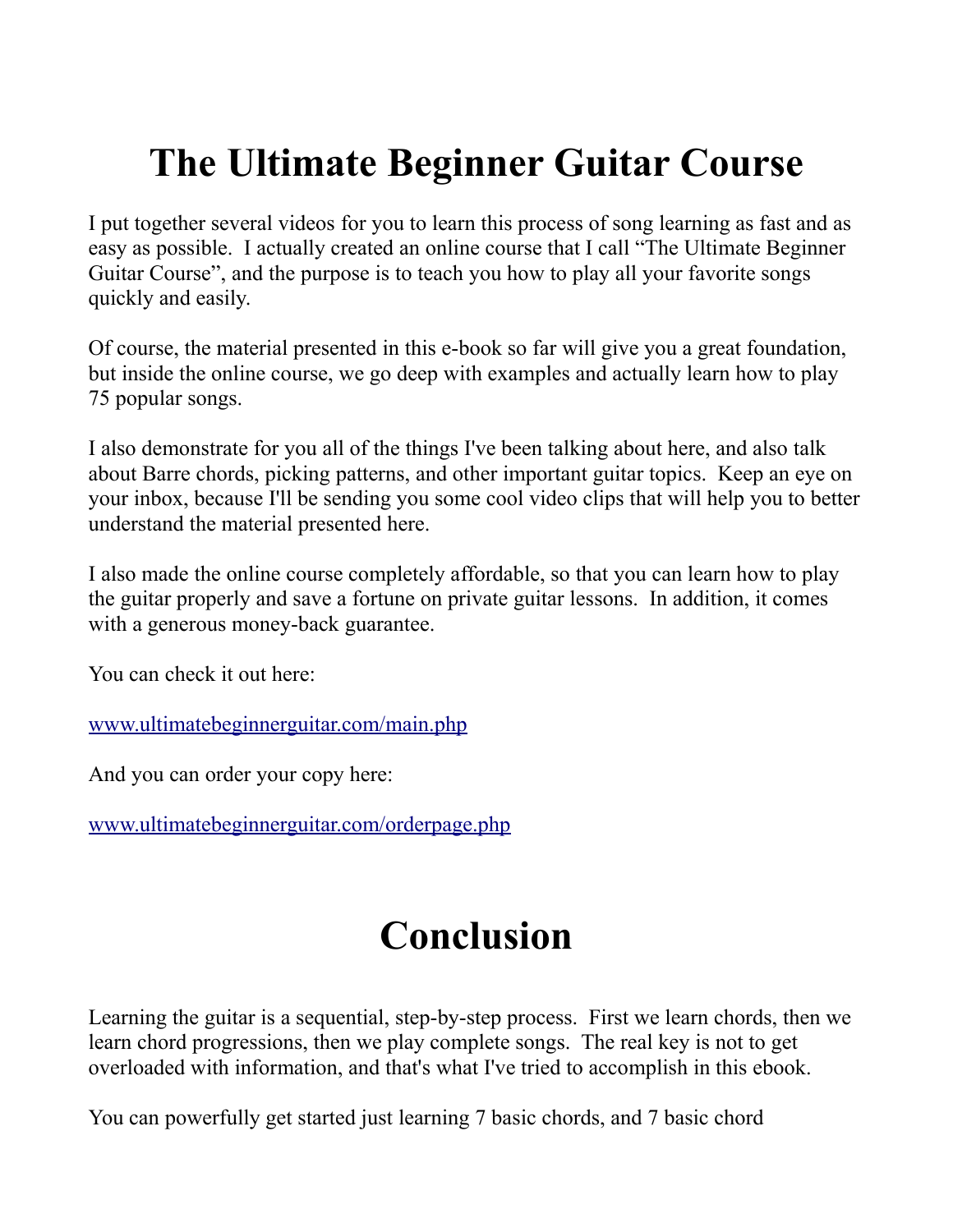# The Ultimate Beginner Guitar Course

I put together several videos for you to learn this process of song learning as fast and as easy as possible. I actually created an online course that I call "The Ultimate Beginner Guitar Course", and the purpose is to teach you how to play all your favorite songs quickly and easily.

Of course, the material presented in this e-book so far will give you a great foundation, but inside the online course, we go deep with examples and actually learn how to play 75 popular songs.

I also demonstrate for you all of the things I've been talking about here, and also talk about Barre chords, picking patterns, and other important guitar topics. Keep an eye on your inbox, because I'll be sending you some cool video clips that will help you to better understand the material presented here.

I also made the online course completely affordable, so that you can learn how to play the guitar properly and save a fortune on private guitar lessons. In addition, it comes with a generous money-back guarantee.

You can check it out here:

[www.ultimatebeginnerguitar.com/main.php](http://www.ultimatebeginnerguitar.com/main.php)

And you can order your copy here:

[www.ultimatebeginnerguitar.com/orderpage.php](http://www.ultimatebeginnerguitar.com/orderpage.php)

# Conclusion

Learning the guitar is a sequential, step-by-step process. First we learn chords, then we learn chord progressions, then we play complete songs. The real key is not to get overloaded with information, and that's what I've tried to accomplish in this ebook.

You can powerfully get started just learning 7 basic chords, and 7 basic chord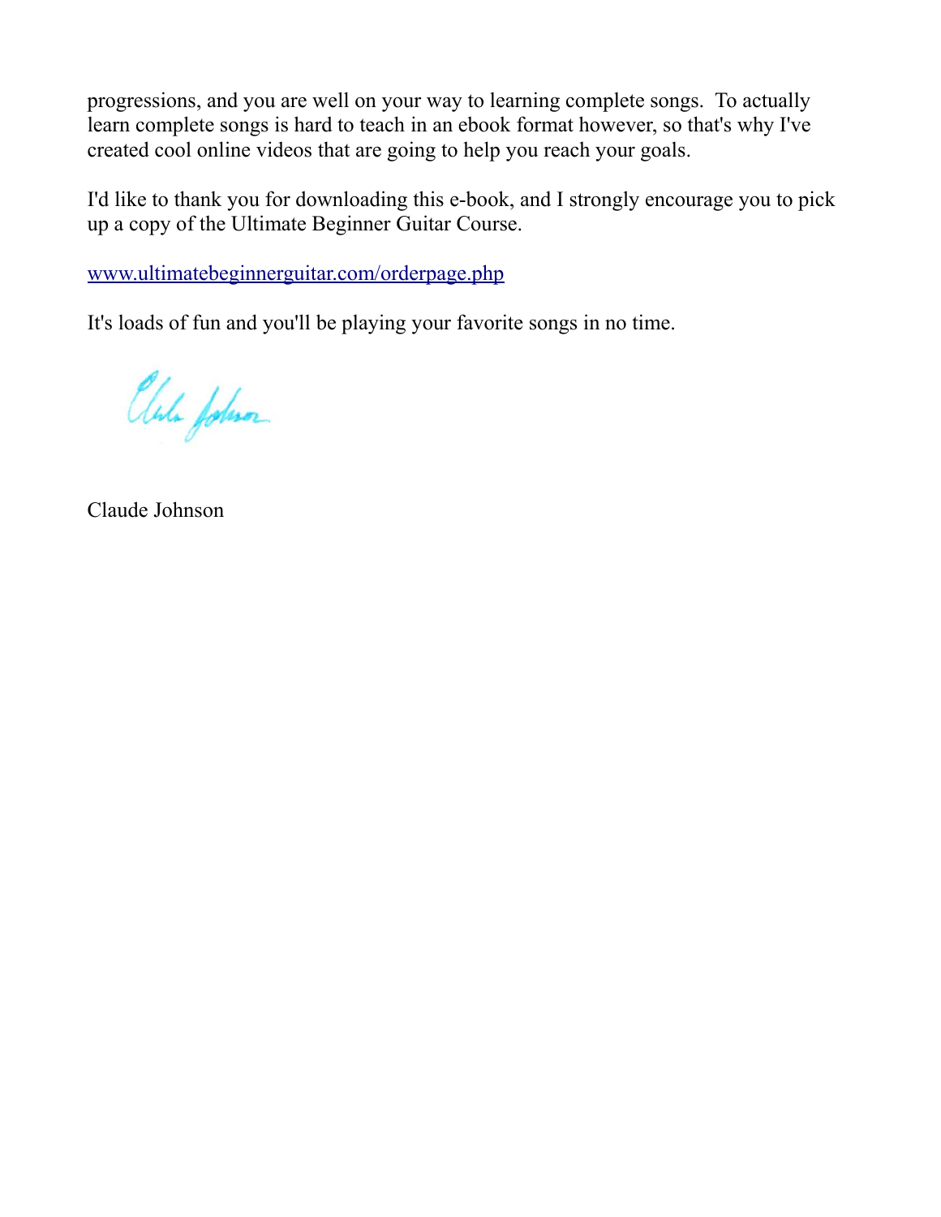progressions, and you are well on your way to learning complete songs. To actually learn complete songs is hard to teach in an ebook format however, so that's why I've created cool online videos that are going to help you reach your goals.

I'd like to thank you for downloading this e-book, and I strongly encourage you to pick up a copy of the Ultimate Beginner Guitar Course.

[www.ultimatebeginnerguitar.com/orderpage.php](http://www.ultimatebeginnerguitar.com/orderpage.php)

It's loads of fun and you'll be playing your favorite songs in no time.

Claude Johnson